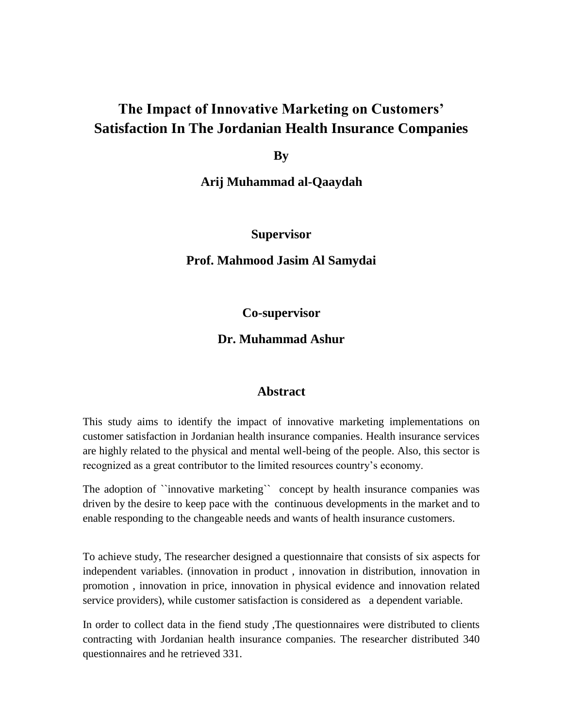# The Impact of Innovative Marketing on Customers' Satisfaction In The Jordanian Health Insurance Companies

**By**

**Arij Muhammad al-Qaaydah**

**Supervisor**

**Prof. Mahmood Jasim Al Samydai**

**Co-supervisor**

**Dr. Muhammad Ashur**

## Abstract

This study aims to identify the impact of innovative marketing implementations on customer satisfaction in Jordanian health insurance companies. Health insurance services are highly related to the physical and mental well-being of the people. Also, this sector is recognized as a great contributor to the limited resources country's economy.

The adoption of ``innovative marketing`` concept by health insurance companies was driven by the desire to keep pace with the continuous developments in the market and to enable responding to the changeable needs and wants of health insurance customers.

To achieve study, The researcher designed a questionnaire that consists of six aspects for independent variables. (innovation in product , innovation in distribution, innovation in promotion , innovation in price, innovation in physical evidence and innovation related service providers), while customer satisfaction is considered as a dependent variable.

In order to collect data in the fiend study ,The questionnaires were distributed to clients contracting with Jordanian health insurance companies. The researcher distributed 340 questionnaires and he retrieved 331.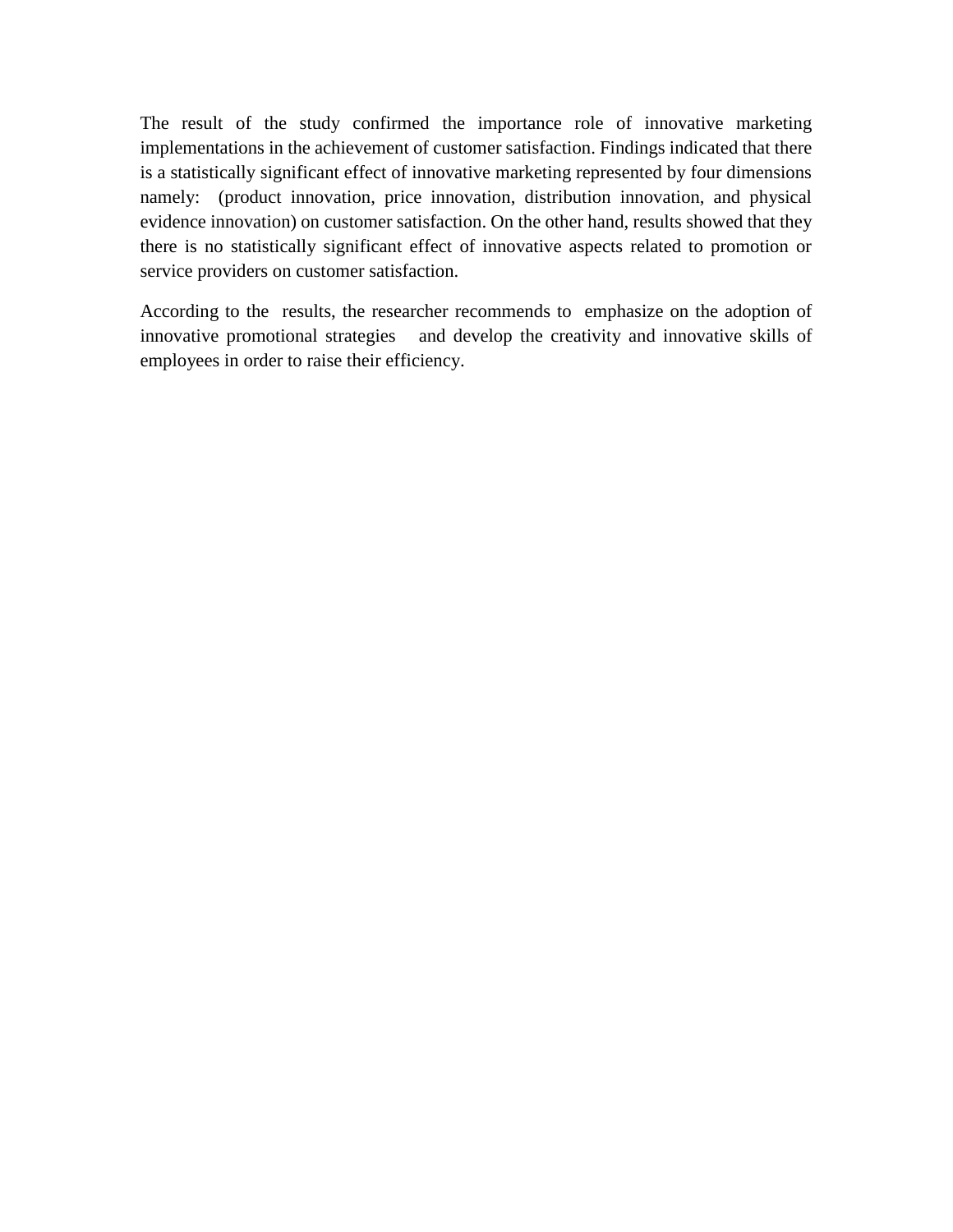The result of the study confirmed the importance role of innovative marketing implementations in the achievement of customer satisfaction. Findings indicated that there is a statistically significant effect of innovative marketing represented by four dimensions namely: (product innovation, price innovation, distribution innovation, and physical evidence innovation) on customer satisfaction. On the other hand, results showed that they there is no statistically significant effect of innovative aspects related to promotion or service providers on customer satisfaction.

According to the results, the researcher recommends to emphasize on the adoption of innovative promotional strategies and develop the creativity and innovative skills of employees in order to raise their efficiency.